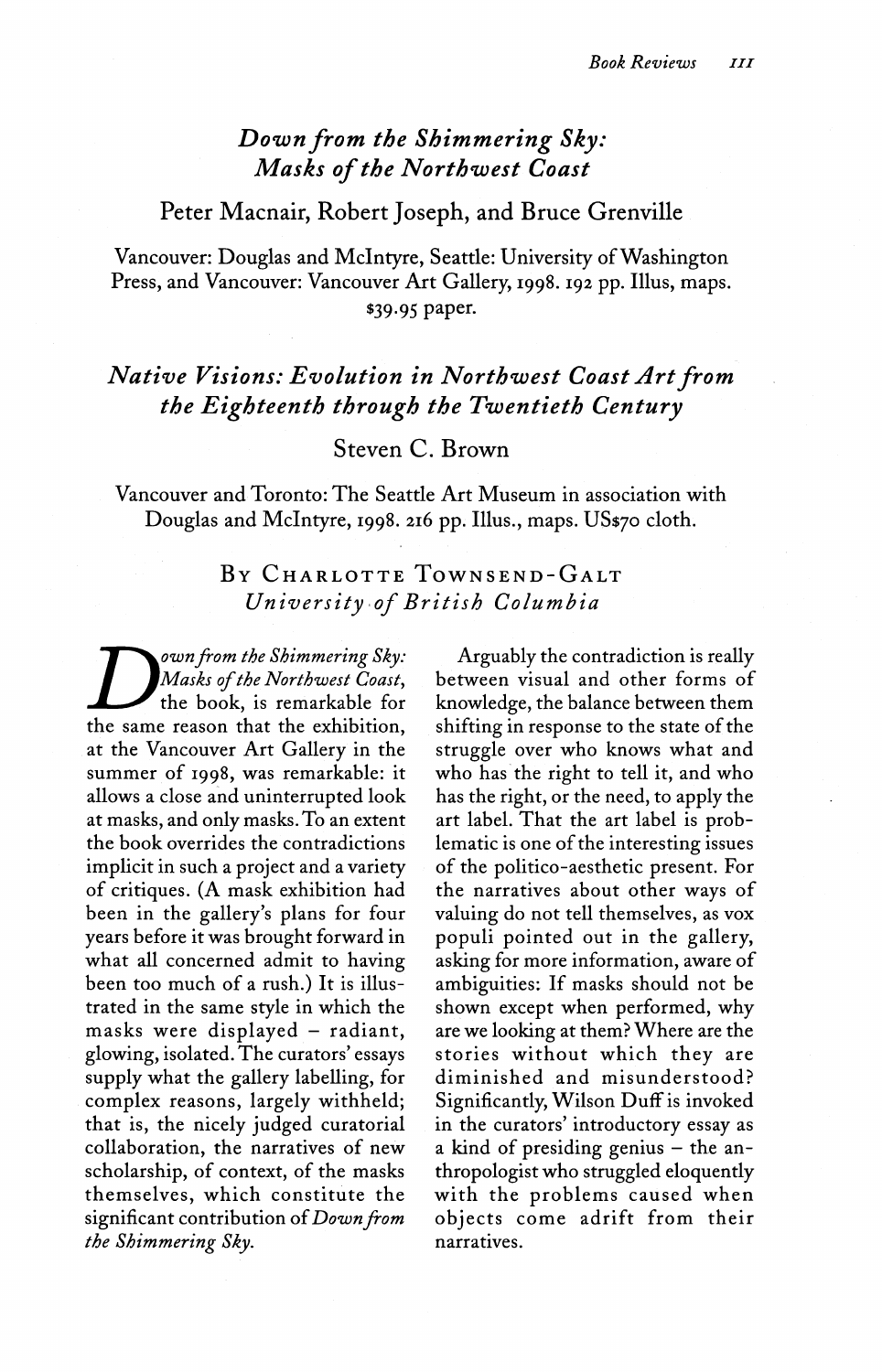## *Down from the Shimmering Sky: Masks of the Northwest Coast*

### Peter Macnair, Robert Joseph, and Bruce Grenville

Vancouver: Douglas and McIntyre, Seattle: University of Washington Press, and Vancouver: Vancouver Art Gallery, 1998. 192 pp. Illus, maps. $39.95 paper.

## *Native Visions: Evolution in Northwest Coast Art from the Eighteenth through the Twentieth Century*

### Steven C. Brown

Vancouver and Toronto: The Seattle Art Museum in association with Douglas and McIntyre, 1998. 216 pp. Illus., maps. US$70 cloth.

By Charlotte Townsend-Galt
*University of British Columbia*

*Down from the Shimmering Sky: Masks of the Northwest Coast*, the book, is remarkable for the same reason that the exhibition, at the Vancouver Art Gallery in the summer of 1998, was remarkable: it allows a close and uninterrupted look at masks, and only masks. To an extent the book overrides the contradictions implicit in such a project and a variety of critiques. (A mask exhibition had been in the gallery's plans for four years before it was brought forward in what all concerned admit to having been too much of a rush.) It is illustrated in the same style in which the masks were displayed – radiant, glowing, isolated. The curators' essays supply what the gallery labelling, for complex reasons, largely withheld; that is, the nicely judged curatorial collaboration, the narratives of new scholarship, of context, of the masks themselves, which constitute the significant contribution of *Down from the Shimmering Sky*.

Arguably the contradiction is really between visual and other forms of knowledge, the balance between them shifting in response to the state of the struggle over who knows what and who has the right to tell it, and who has the right, or the need, to apply the art label. That the art label is problematic is one of the interesting issues of the politico-aesthetic present. For the narratives about other ways of valuing do not tell themselves, as vox populi pointed out in the gallery, asking for more information, aware of ambiguities: If masks should not be shown except when performed, why are we looking at them? Where are the stories without which they are diminished and misunderstood? Significantly, Wilson Duff is invoked in the curators' introductory essay as a kind of presiding genius – the anthropologist who struggled eloquently with the problems caused when objects come adrift from their narratives.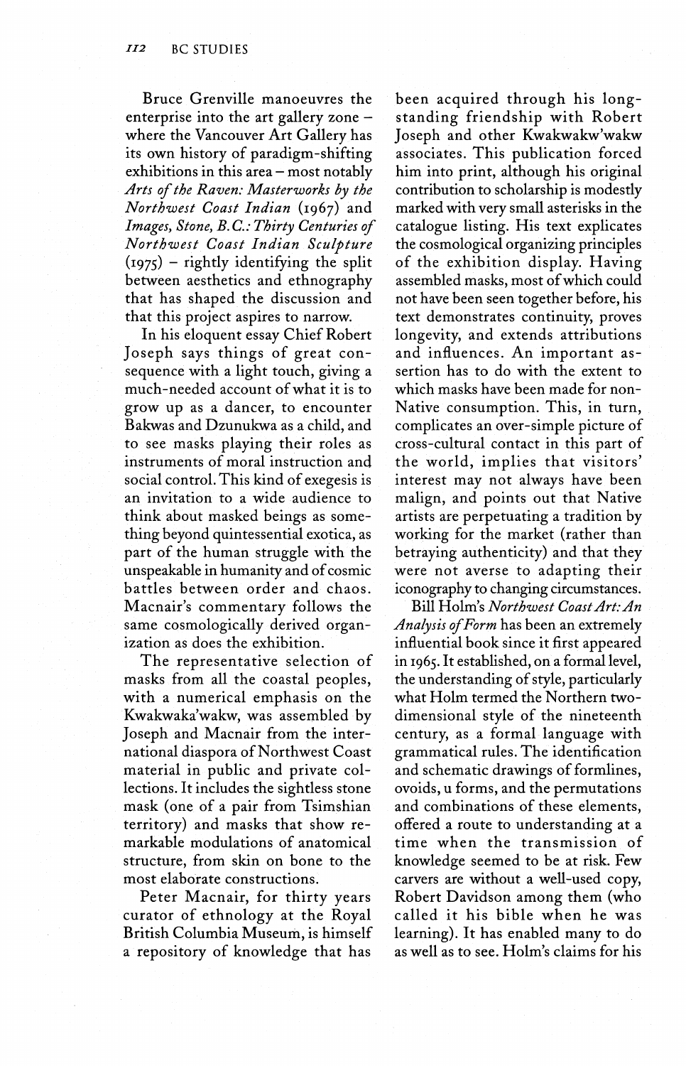Bruce Grenville manoeuvres the enterprise into the art gallery zone – where the Vancouver Art Gallery has its own history of paradigm-shifting exhibitions in this area – most notably *Arts of the Raven: Masterworks by the Northwest Coast Indian* (1967) and *Images, Stone, B.C.: Thirty Centuries of Northwest Coast Indian Sculpture* (1975) – rightly identifying the split between aesthetics and ethnography that has shaped the discussion and that this project aspires to narrow.

In his eloquent essay Chief Robert Joseph says things of great consequence with a light touch, giving a much-needed account of what it is to grow up as a dancer, to encounter Bakwas and Dzunukwa as a child, and to see masks playing their roles as instruments of moral instruction and social control. This kind of exegesis is an invitation to a wide audience to think about masked beings as something beyond quintessential exotica, as part of the human struggle with the unspeakable in humanity and of cosmic battles between order and chaos. Macnair's commentary follows the same cosmologically derived organization as does the exhibition.

The representative selection of masks from all the coastal peoples, with a numerical emphasis on the Kwakwaka'wakw, was assembled by Joseph and Macnair from the international diaspora of Northwest Coast material in public and private collections. It includes the sightless stone mask (one of a pair from Tsimshian territory) and masks that show remarkable modulations of anatomical structure, from skin on bone to the most elaborate constructions.

Peter Macnair, for thirty years curator of ethnology at the Royal British Columbia Museum, is himself a repository of knowledge that has been acquired through his long-standing friendship with Robert Joseph and other Kwakwakw'wakw associates. This publication forced him into print, although his original contribution to scholarship is modestly marked with very small asterisks in the catalogue listing. His text explicates the cosmological organizing principles of the exhibition display. Having assembled masks, most of which could not have been seen together before, his text demonstrates continuity, proves longevity, and extends attributions and influences. An important assertion has to do with the extent to which masks have been made for non-Native consumption. This, in turn, complicates an over-simple picture of cross-cultural contact in this part of the world, implies that visitors' interest may not always have been malign, and points out that Native artists are perpetuating a tradition by working for the market (rather than betraying authenticity) and that they were not averse to adapting their iconography to changing circumstances.

Bill Holm's *Northwest Coast Art: An Analysis of Form* has been an extremely influential book since it first appeared in 1965. It established, on a formal level, the understanding of style, particularly what Holm termed the Northern two-dimensional style of the nineteenth century, as a formal language with grammatical rules. The identification and schematic drawings of formlines, ovoids, u forms, and the permutations and combinations of these elements, offered a route to understanding at a time when the transmission of knowledge seemed to be at risk. Few carvers are without a well-used copy, Robert Davidson among them (who called it his bible when he was learning). It has enabled many to do as well as to see. Holm's claims for his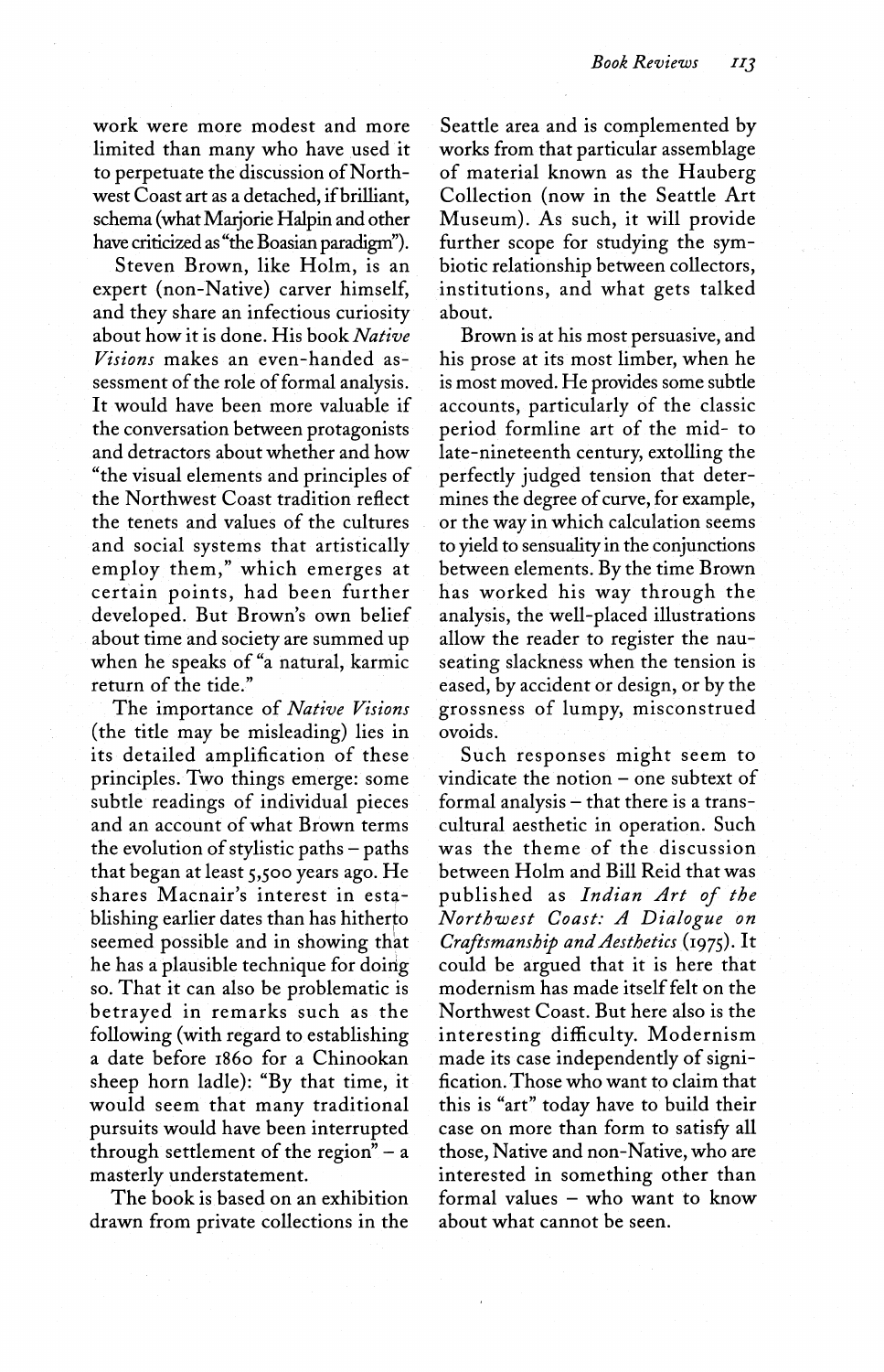work were more modest and more limited than many who have used it to perpetuate the discussion of Northwest Coast art as a detached, if brilliant, schema (what Marjorie Halpin and other have criticized as "the Boasian paradigm").

Steven Brown, like Holm, is an expert (non-Native) carver himself, and they share an infectious curiosity about how it is done. His book *Native Visions* makes an even-handed assessment of the role of formal analysis. It would have been more valuable if the conversation between protagonists and detractors about whether and how "the visual elements and principles of the Northwest Coast tradition reflect the tenets and values of the cultures and social systems that artistically employ them," which emerges at certain points, had been further developed. But Brown's own belief about time and society are summed up when he speaks of "a natural, karmic return of the tide."

The importance of *Native Visions* (the title may be misleading) lies in its detailed amplification of these principles. Two things emerge: some subtle readings of individual pieces and an account of what Brown terms the evolution of stylistic paths – paths that began at least 5,500 years ago. He shares Macnair's interest in establishing earlier dates than has hitherto seemed possible and in showing that he has a plausible technique for doing so. That it can also be problematic is betrayed in remarks such as the following (with regard to establishing a date before 1860 for a Chinookan sheep horn ladle): "By that time, it would seem that many traditional pursuits would have been interrupted through settlement of the region" – a masterly understatement.

The book is based on an exhibition drawn from private collections in the Seattle area and is complemented by works from that particular assemblage of material known as the Hauberg Collection (now in the Seattle Art Museum). As such, it will provide further scope for studying the symbiotic relationship between collectors, institutions, and what gets talked about.

Brown is at his most persuasive, and his prose at its most limber, when he is most moved. He provides some subtle accounts, particularly of the classic period formline art of the mid- to late-nineteenth century, extolling the perfectly judged tension that determines the degree of curve, for example, or the way in which calculation seems to yield to sensuality in the conjunctions between elements. By the time Brown has worked his way through the analysis, the well-placed illustrations allow the reader to register the nauseating slackness when the tension is eased, by accident or design, or by the grossness of lumpy, misconstrued ovoids.

Such responses might seem to vindicate the notion – one subtext of formal analysis – that there is a transcultural aesthetic in operation. Such was the theme of the discussion between Holm and Bill Reid that was published as *Indian Art of the Northwest Coast: A Dialogue on Craftsmanship and Aesthetics* (1975). It could be argued that it is here that modernism has made itself felt on the Northwest Coast. But here also is the interesting difficulty. Modernism made its case independently of signification. Those who want to claim that this is "art" today have to build their case on more than form to satisfy all those, Native and non-Native, who are interested in something other than formal values – who want to know about what cannot be seen.